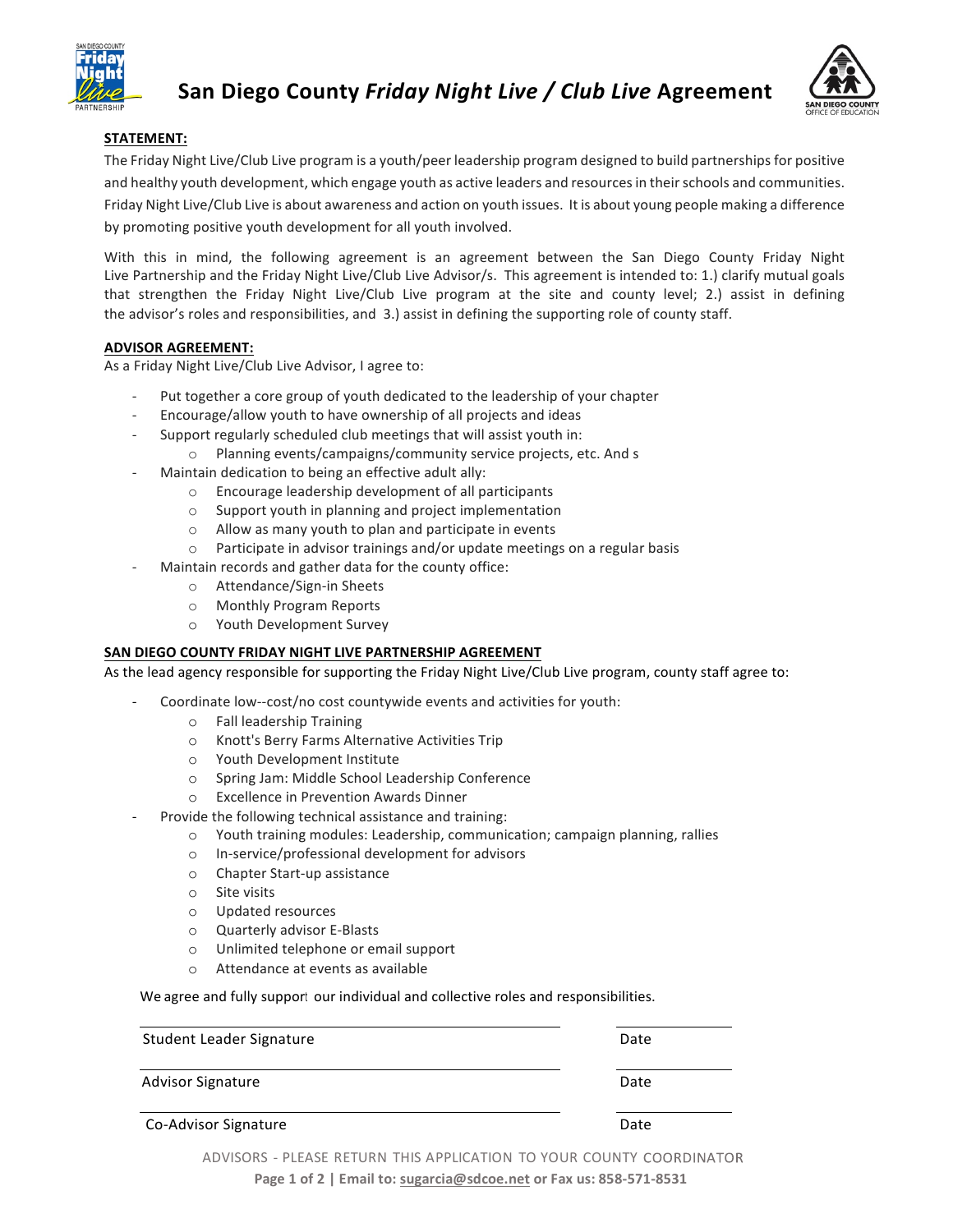# San Diego County *Friday Night Live / Club Live* Agreement

**STATEMENT:**

The Friday Night Live/Club Live program is a youth/peer leadership program designed to build partnerships for positive and healthy youth development, which engage youth as active leaders and resources in their schools and communities. Friday Night Live/Club Live is about awareness and action on youth issues. It is about young people making a difference by promoting positive youth development for all youth involved.

With this in mind, the following agreement is an agreement between the San Diego County Friday Night Live Partnership and the Friday Night Live/Club Live Advisor/s. This agreement is intended to: 1.) clarify mutual goals that strengthen the Friday Night Live/Club Live program at the site and county level; 2.) assist in defining the advisor's roles and responsibilities, and 3.) assist in defining the supporting role of county staff.

**ADVISOR AGREEMENT:**

As a Friday Night Live/Club Live Advisor, I agree to:

- Put together a core group of youth dedicated to the leadership of your chapter
- Encourage/allow youth to have ownership of all projects and ideas
- Support regularly scheduled club meetings that will assist youth in:
  - Planning events/campaigns/community service projects, etc. And s
- Maintain dedication to being an effective adult ally:
  - Encourage leadership development of all participants
  - Support youth in planning and project implementation
  - Allow as many youth to plan and participate in events
  - Participate in advisor trainings and/or update meetings on a regular basis
- Maintain records and gather data for the county office:
  - Attendance/Sign-in Sheets
  - Monthly Program Reports
  - Youth Development Survey

**SAN DIEGO COUNTY FRIDAY NIGHT LIVE PARTNERSHIP AGREEMENT**

As the lead agency responsible for supporting the Friday Night Live/Club Live program, county staff agree to:

- Coordinate low--cost/no cost countywide events and activities for youth:
  - Fall leadership Training
  - Knott's Berry Farms Alternative Activities Trip
  - Youth Development Institute
  - Spring Jam: Middle School Leadership Conference
  - Excellence in Prevention Awards Dinner
- Provide the following technical assistance and training:
  - Youth training modules: Leadership, communication; campaign planning, rallies
  - In-service/professional development for advisors
  - Chapter Start-up assistance
  - Site visits
  - Updated resources
  - Quarterly advisor E-Blasts
  - Unlimited telephone or email support
  - Attendance at events as available

We agree and fully support our individual and collective roles and responsibilities.

| | |
|---|---|
| Student Leader Signature | Date |
| Advisor Signature | Date |
| Co-Advisor Signature | Date |

ADVISORS - PLEASE RETURN THIS APPLICATION TO YOUR COUNTY COORDINATOR

**Email to: sugarcia@sdcoe.net or Fax us: 858-571-8531**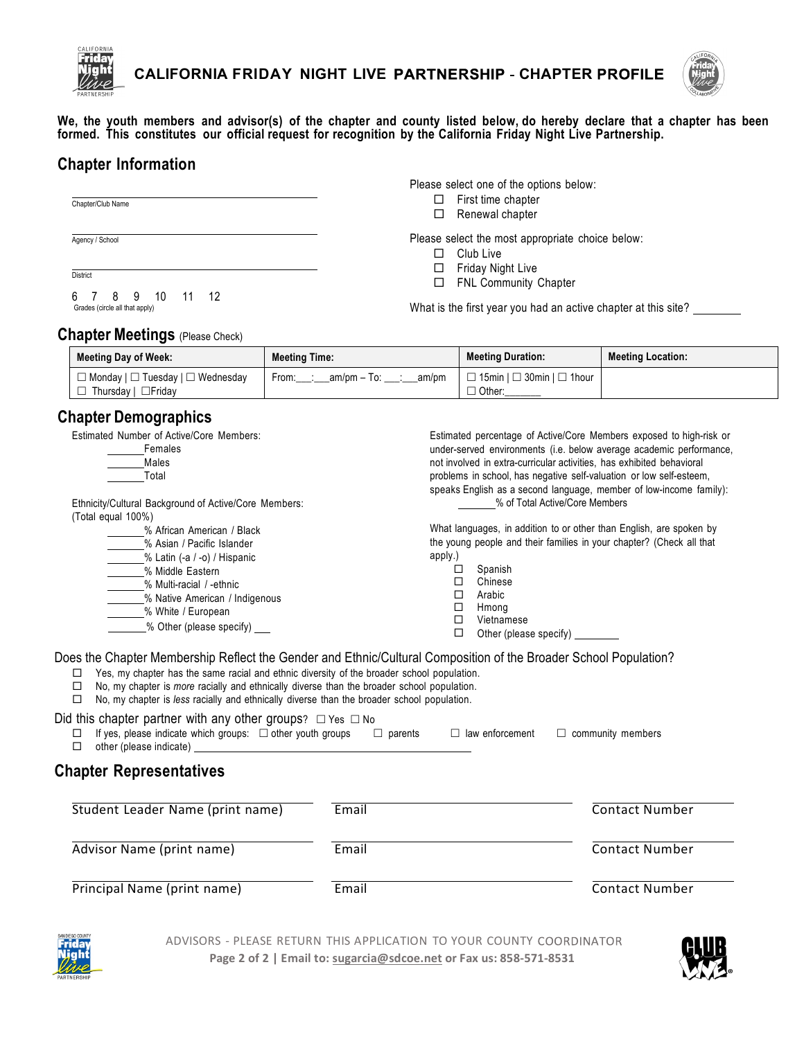# CALIFORNIA FRIDAY NIGHT LIVE PARTNERSHIP - CHAPTER PROFILE

**We, the youth members and advisor(s) of the chapter and county listed below, do hereby declare that a chapter has been formed. This constitutes our official request for recognition by the California Friday Night Live Partnership.**

## Chapter Information

______________________________
Chapter/Club Name

______________________________
Agency / School

______________________________
District

6 7 8 9 10 11 12
Grades (circle all that apply)

Please select one of the options below:
- ☐ First time chapter
- ☐ Renewal chapter

Please select the most appropriate choice below:
- ☐ Club Live
- ☐ Friday Night Live
- ☐ FNL Community Chapter

What is the first year you had an active chapter at this site? ________

## Chapter Meetings (Please Check)

| Meeting Day of Week: | Meeting Time: | Meeting Duration: | Meeting Location: |
|---|---|---|---|
| ☐ Monday \| ☐ Tuesday \| ☐ Wednesday ☐ Thursday \| ☐Friday | From:___:___am/pm – To: ___:___am/pm | ☐ 15min \| ☐ 30min \| ☐ 1hour ☐ Other:______ | |

## Chapter Demographics

Estimated Number of Active/Core Members:
- ______Females
- ______Males
- ______Total

Ethnicity/Cultural Background of Active/Core Members: (Total equal 100%)
- ______% African American / Black
- ______% Asian / Pacific Islander
- ______% Latin (-a / -o) / Hispanic
- ______% Middle Eastern
- ______% Multi-racial / -ethnic
- ______% Native American / Indigenous
- ______% White / European
- ______% Other (please specify) ___

Estimated percentage of Active/Core Members exposed to high-risk or under-served environments (i.e. below average academic performance, not involved in extra-curricular activities, has exhibited behavioral problems in school, has negative self-valuation or low self-esteem, speaks English as a second language, member of low-income family): ______% of Total Active/Core Members

What languages, in addition to or other than English, are spoken by the young people and their families in your chapter? (Check all that apply.)
- ☐ Spanish
- ☐ Chinese
- ☐ Arabic
- ☐ Hmong
- ☐ Vietnamese
- ☐ Other (please specify) ________

Does the Chapter Membership Reflect the Gender and Ethnic/Cultural Composition of the Broader School Population?
- ☐ Yes, my chapter has the same racial and ethnic diversity of the broader school population.
- ☐ No, my chapter is *more* racially and ethnically diverse than the broader school population.
- ☐ No, my chapter is *less* racially and ethnically diverse than the broader school population.

Did this chapter partner with any other groups? ☐ Yes ☐ No
- ☐ If yes, please indicate which groups: ☐ other youth groups ☐ parents ☐ law enforcement ☐ community members
- ☐ other (please indicate) ______________________________

## Chapter Representatives

| Student Leader Name (print name) | Email | Contact Number |
|---|---|---|
| Advisor Name (print name) | Email | Contact Number |
| Principal Name (print name) | Email | Contact Number |

ADVISORS - PLEASE RETURN THIS APPLICATION TO YOUR COUNTY COORDINATOR

**Email to: sugarcia@sdcoe.net or Fax us: 858-571-8531**